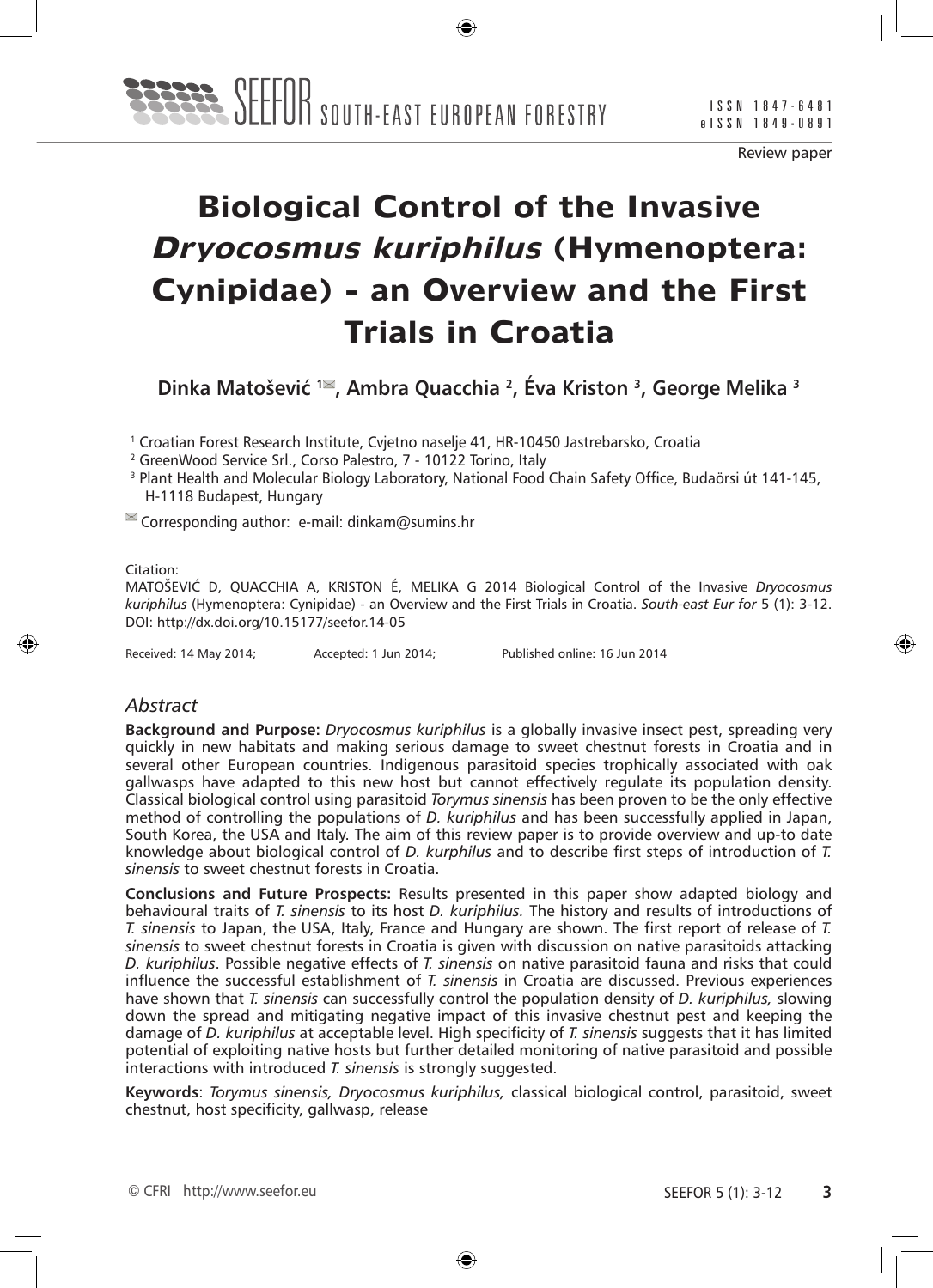Review paper

# Biological Control of the Invasive *Dryocosmus kuriphilus* (Hymenoptera: Cynipidae) - an Overview and the First Trials in Croatia

**Dinka Matošević [1], Ambra Quacchia [2], Éva Kriston [3], George Melika [3]**

[1] Croatian Forest Research Institute, Cvjetno naselje 41, HR-10450 Jastrebarsko, Croatia

[2] GreenWood Service Srl., Corso Palestro, 7 - 10122 Torino, Italy

[3] Plant Health and Molecular Biology Laboratory, National Food Chain Safety Office, Budaörsi út 141-145, H-1118 Budapest, Hungary

Corresponding author: e-mail: dinkam@sumins.hr

Citation:
MATOŠEVIĆ D, QUACCHIA A, KRISTON É, MELIKA G 2014 Biological Control of the Invasive *Dryocosmus kuriphilus* (Hymenoptera: Cynipidae) - an Overview and the First Trials in Croatia. *South-east Eur for* 5 (1): 3-12. DOI: http://dx.doi.org/10.15177/seefor.14-05

Received: 14 May 2014; Accepted: 1 Jun 2014; Published online: 16 Jun 2014

## *Abstract*

**Background and Purpose:** *Dryocosmus kuriphilus* is a globally invasive insect pest, spreading very quickly in new habitats and making serious damage to sweet chestnut forests in Croatia and in several other European countries. Indigenous parasitoid species trophically associated with oak gallwasps have adapted to this new host but cannot effectively regulate its population density. Classical biological control using parasitoid *Torymus sinensis* has been proven to be the only effective method of controlling the populations of *D. kuriphilus* and has been successfully applied in Japan, South Korea, the USA and Italy. The aim of this review paper is to provide overview and up-to date knowledge about biological control of *D. kurphilus* and to describe first steps of introduction of *T. sinensis* to sweet chestnut forests in Croatia.

**Conclusions and Future Prospects:** Results presented in this paper show adapted biology and behavioural traits of *T. sinensis* to its host *D. kuriphilus.* The history and results of introductions of *T. sinensis* to Japan, the USA, Italy, France and Hungary are shown. The first report of release of *T. sinensis* to sweet chestnut forests in Croatia is given with discussion on native parasitoids attacking *D. kuriphilus*. Possible negative effects of *T. sinensis* on native parasitoid fauna and risks that could influence the successful establishment of *T. sinensis* in Croatia are discussed. Previous experiences have shown that *T. sinensis* can successfully control the population density of *D. kuriphilus,* slowing down the spread and mitigating negative impact of this invasive chestnut pest and keeping the damage of *D. kuriphilus* at acceptable level. High specificity of *T. sinensis* suggests that it has limited potential of exploiting native hosts but further detailed monitoring of native parasitoid and possible interactions with introduced *T. sinensis* is strongly suggested.

**Keywords**: *Torymus sinensis, Dryocosmus kuriphilus,* classical biological control, parasitoid, sweet chestnut, host specificity, gallwasp, release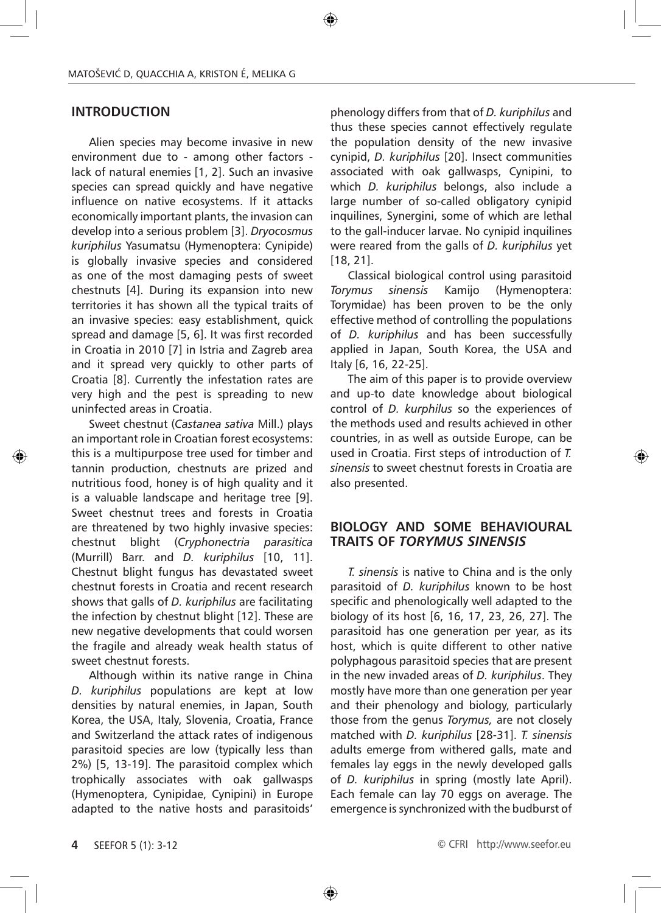## INTRODUCTION

Alien species may become invasive in new environment due to - among other factors - lack of natural enemies [1, 2]. Such an invasive species can spread quickly and have negative influence on native ecosystems. If it attacks economically important plants, the invasion can develop into a serious problem [3]. *Dryocosmus kuriphilus* Yasumatsu (Hymenoptera: Cynipide) is globally invasive species and considered as one of the most damaging pests of sweet chestnuts [4]. During its expansion into new territories it has shown all the typical traits of an invasive species: easy establishment, quick spread and damage [5, 6]. It was first recorded in Croatia in 2010 [7] in Istria and Zagreb area and it spread very quickly to other parts of Croatia [8]. Currently the infestation rates are very high and the pest is spreading to new uninfected areas in Croatia.

Sweet chestnut (*Castanea sativa* Mill.) plays an important role in Croatian forest ecosystems: this is a multipurpose tree used for timber and tannin production, chestnuts are prized and nutritious food, honey is of high quality and it is a valuable landscape and heritage tree [9]. Sweet chestnut trees and forests in Croatia are threatened by two highly invasive species: chestnut blight (*Cryphonectria parasitica* (Murrill) Barr. and *D. kuriphilus* [10, 11]. Chestnut blight fungus has devastated sweet chestnut forests in Croatia and recent research shows that galls of *D. kuriphilus* are facilitating the infection by chestnut blight [12]. These are new negative developments that could worsen the fragile and already weak health status of sweet chestnut forests.

Although within its native range in China *D. kuriphilus* populations are kept at low densities by natural enemies, in Japan, South Korea, the USA, Italy, Slovenia, Croatia, France and Switzerland the attack rates of indigenous parasitoid species are low (typically less than 2%) [5, 13-19]. The parasitoid complex which trophically associates with oak gallwasps (Hymenoptera, Cynipidae, Cynipini) in Europe adapted to the native hosts and parasitoids' phenology differs from that of *D. kuriphilus* and thus these species cannot effectively regulate the population density of the new invasive cynipid, *D. kuriphilus* [20]. Insect communities associated with oak gallwasps, Cynipini, to which *D. kuriphilus* belongs, also include a large number of so-called obligatory cynipid inquilines, Synergini, some of which are lethal to the gall-inducer larvae. No cynipid inquilines were reared from the galls of *D. kuriphilus* yet [18, 21].

Classical biological control using parasitoid *Torymus sinensis* Kamijo (Hymenoptera: Torymidae) has been proven to be the only effective method of controlling the populations of *D. kuriphilus* and has been successfully applied in Japan, South Korea, the USA and Italy [6, 16, 22-25].

The aim of this paper is to provide overview and up-to date knowledge about biological control of *D. kurphilus* so the experiences of the methods used and results achieved in other countries, in as well as outside Europe, can be used in Croatia. First steps of introduction of *T. sinensis* to sweet chestnut forests in Croatia are also presented.

## BIOLOGY AND SOME BEHAVIOURAL TRAITS OF *TORYMUS SINENSIS*

*T. sinensis* is native to China and is the only parasitoid of *D. kuriphilus* known to be host specific and phenologically well adapted to the biology of its host [6, 16, 17, 23, 26, 27]. The parasitoid has one generation per year, as its host, which is quite different to other native polyphagous parasitoid species that are present in the new invaded areas of *D. kuriphilus*. They mostly have more than one generation per year and their phenology and biology, particularly those from the genus *Torymus,* are not closely matched with *D. kuriphilus* [28-31]. *T. sinensis* adults emerge from withered galls, mate and females lay eggs in the newly developed galls of *D. kuriphilus* in spring (mostly late April). Each female can lay 70 eggs on average. The emergence is synchronized with the budburst of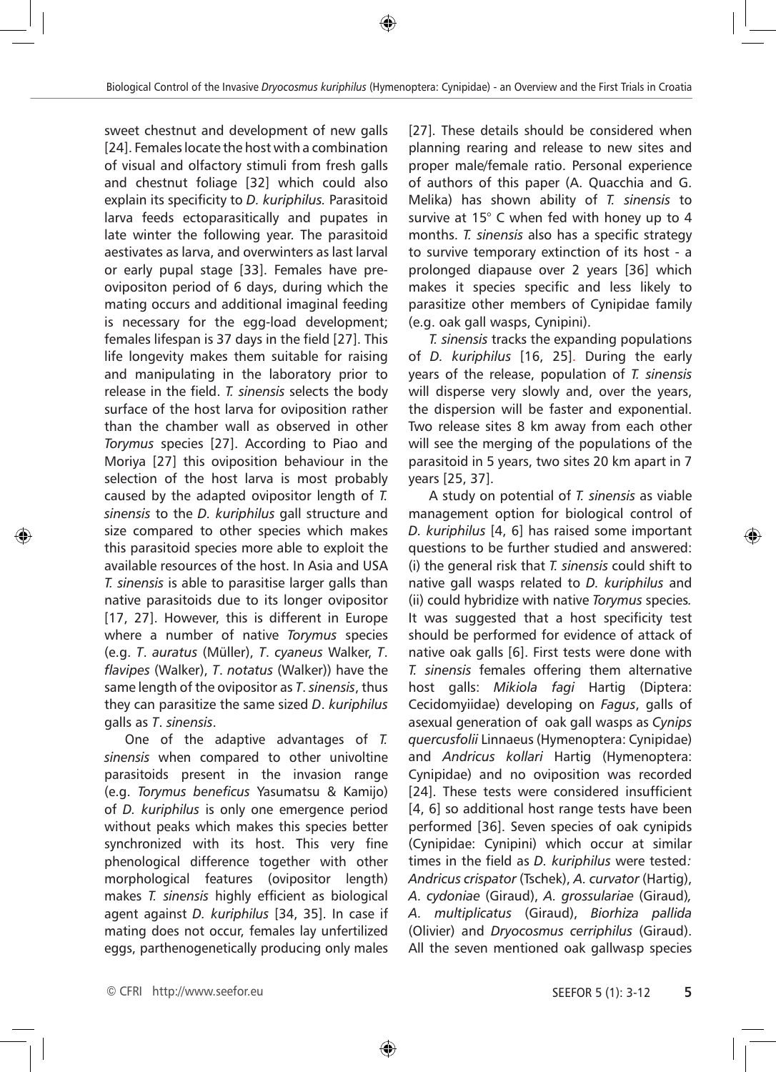sweet chestnut and development of new galls [24]. Females locate the host with a combination of visual and olfactory stimuli from fresh galls and chestnut foliage [32] which could also explain its specificity to *D. kuriphilus.* Parasitoid larva feeds ectoparasitically and pupates in late winter the following year. The parasitoid aestivates as larva, and overwinters as last larval or early pupal stage [33]. Females have pre-ovipositon period of 6 days, during which the mating occurs and additional imaginal feeding is necessary for the egg-load development; females lifespan is 37 days in the field [27]. This life longevity makes them suitable for raising and manipulating in the laboratory prior to release in the field. *T. sinensis* selects the body surface of the host larva for oviposition rather than the chamber wall as observed in other *Torymus* species [27]. According to Piao and Moriya [27] this oviposition behaviour in the selection of the host larva is most probably caused by the adapted ovipositor length of *T. sinensis* to the *D. kuriphilus* gall structure and size compared to other species which makes this parasitoid species more able to exploit the available resources of the host. In Asia and USA *T. sinensis* is able to parasitise larger galls than native parasitoids due to its longer ovipositor [17, 27]. However, this is different in Europe where a number of native *Torymus* species (e.g. *T*. *auratus* (Müller), *T*. *cyaneus* Walker, *T*. *flavipes* (Walker), *T*. *notatus* (Walker)) have the same length of the ovipositor as *T*. *sinensis*, thus they can parasitize the same sized *D*. *kuriphilus* galls as *T*. *sinensis*.

One of the adaptive advantages of *T. sinensis* when compared to other univoltine parasitoids present in the invasion range (e.g. *Torymus beneficus* Yasumatsu & Kamijo) of *D. kuriphilus* is only one emergence period without peaks which makes this species better synchronized with its host. This very fine phenological difference together with other morphological features (ovipositor length) makes *T. sinensis* highly efficient as biological agent against *D. kuriphilus* [34, 35]. In case if mating does not occur, females lay unfertilized eggs, parthenogenetically producing only males [27]. These details should be considered when planning rearing and release to new sites and proper male/female ratio. Personal experience of authors of this paper (A. Quacchia and G. Melika) has shown ability of *T. sinensis* to survive at 15° C when fed with honey up to 4 months. *T. sinensis* also has a specific strategy to survive temporary extinction of its host - a prolonged diapause over 2 years [36] which makes it species specific and less likely to parasitize other members of Cynipidae family (e.g. oak gall wasps, Cynipini).

*T. sinensis* tracks the expanding populations of *D. kuriphilus* [16, 25]. During the early years of the release, population of *T. sinensis* will disperse very slowly and, over the years, the dispersion will be faster and exponential. Two release sites 8 km away from each other will see the merging of the populations of the parasitoid in 5 years, two sites 20 km apart in 7 years [25, 37].

A study on potential of *T. sinensis* as viable management option for biological control of *D. kuriphilus* [4, 6] has raised some important questions to be further studied and answered: (i) the general risk that *T. sinensis* could shift to native gall wasps related to *D. kuriphilus* and (ii) could hybridize with native *Torymus* species*.* It was suggested that a host specificity test should be performed for evidence of attack of native oak galls [6]. First tests were done with *T. sinensis* females offering them alternative host galls: *Mikiola fagi* Hartig (Diptera: Cecidomyiidae) developing on *Fagus*, galls of asexual generation of oak gall wasps as *Cynips quercusfolii* Linnaeus (Hymenoptera: Cynipidae) and *Andricus kollari* Hartig (Hymenoptera: Cynipidae) and no oviposition was recorded [24]. These tests were considered insufficient [4, 6] so additional host range tests have been performed [36]. Seven species of oak cynipids (Cynipidae: Cynipini) which occur at similar times in the field as *D. kuriphilus* were tested*: Andricus crispator* (Tschek), *A. curvator* (Hartig), *A. cydoniae* (Giraud), *A. grossulariae* (Giraud)*, A. multiplicatus* (Giraud), *Biorhiza pallida* (Olivier) and *Dryocosmus cerriphilus* (Giraud). All the seven mentioned oak gallwasp species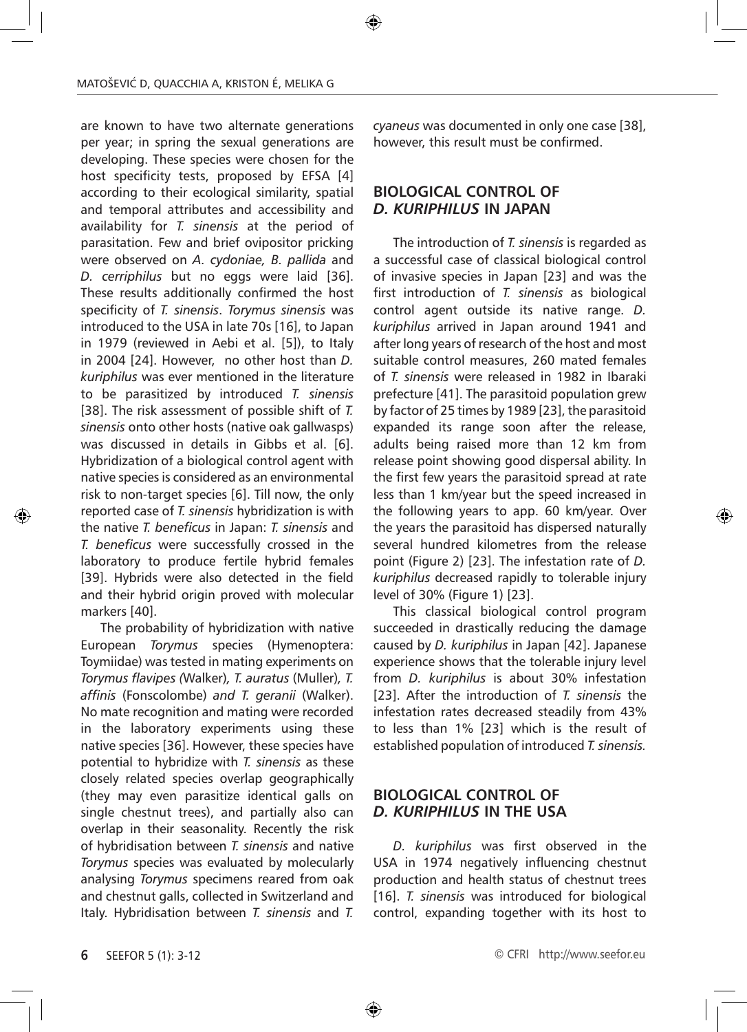are known to have two alternate generations per year; in spring the sexual generations are developing. These species were chosen for the host specificity tests, proposed by EFSA [4] according to their ecological similarity, spatial and temporal attributes and accessibility and availability for *T. sinensis* at the period of parasitation. Few and brief ovipositor pricking were observed on *A. cydoniae, B. pallida* and *D. cerriphilus* but no eggs were laid [36]. These results additionally confirmed the host specificity of *T. sinensis*. *Torymus sinensis* was introduced to the USA in late 70s [16], to Japan in 1979 (reviewed in Aebi et al. [5]), to Italy in 2004 [24]. However, no other host than *D. kuriphilus* was ever mentioned in the literature to be parasitized by introduced *T. sinensis* [38]. The risk assessment of possible shift of *T. sinensis* onto other hosts (native oak gallwasps) was discussed in details in Gibbs et al. [6]. Hybridization of a biological control agent with native species is considered as an environmental risk to non-target species [6]. Till now, the only reported case of *T. sinensis* hybridization is with the native *T. beneficus* in Japan: *T. sinensis* and *T. beneficus* were successfully crossed in the laboratory to produce fertile hybrid females [39]. Hybrids were also detected in the field and their hybrid origin proved with molecular markers [40].

The probability of hybridization with native European *Torymus* species (Hymenoptera: Toymiidae) was tested in mating experiments on *Torymus flavipes (*Walker), *T. auratus* (Muller)*, T. affinis* (Fonscolombe) *and T. geranii* (Walker). No mate recognition and mating were recorded in the laboratory experiments using these native species [36]. However, these species have potential to hybridize with *T. sinensis* as these closely related species overlap geographically (they may even parasitize identical galls on single chestnut trees), and partially also can overlap in their seasonality. Recently the risk of hybridisation between *T. sinensis* and native *Torymus* species was evaluated by molecularly analysing *Torymus* specimens reared from oak and chestnut galls, collected in Switzerland and Italy. Hybridisation between *T. sinensis* and *T. cyaneus* was documented in only one case [38], however, this result must be confirmed.

## BIOLOGICAL CONTROL OF *D. KURIPHILUS* IN JAPAN

The introduction of *T. sinensis* is regarded as a successful case of classical biological control of invasive species in Japan [23] and was the first introduction of *T. sinensis* as biological control agent outside its native range. *D. kuriphilus* arrived in Japan around 1941 and after long years of research of the host and most suitable control measures, 260 mated females of *T. sinensis* were released in 1982 in Ibaraki prefecture [41]. The parasitoid population grew by factor of 25 times by 1989 [23], the parasitoid expanded its range soon after the release, adults being raised more than 12 km from release point showing good dispersal ability. In the first few years the parasitoid spread at rate less than 1 km/year but the speed increased in the following years to app. 60 km/year. Over the years the parasitoid has dispersed naturally several hundred kilometres from the release point (Figure 2) [23]. The infestation rate of *D. kuriphilus* decreased rapidly to tolerable injury level of 30% (Figure 1) [23].

This classical biological control program succeeded in drastically reducing the damage caused by *D. kuriphilus* in Japan [42]. Japanese experience shows that the tolerable injury level from *D. kuriphilus* is about 30% infestation [23]. After the introduction of *T. sinensis* the infestation rates decreased steadily from 43% to less than 1% [23] which is the result of established population of introduced *T. sinensis.*

## BIOLOGICAL CONTROL OF *D. KURIPHILUS* IN THE USA

*D. kuriphilus* was first observed in the USA in 1974 negatively influencing chestnut production and health status of chestnut trees [16]. *T. sinensis* was introduced for biological control, expanding together with its host to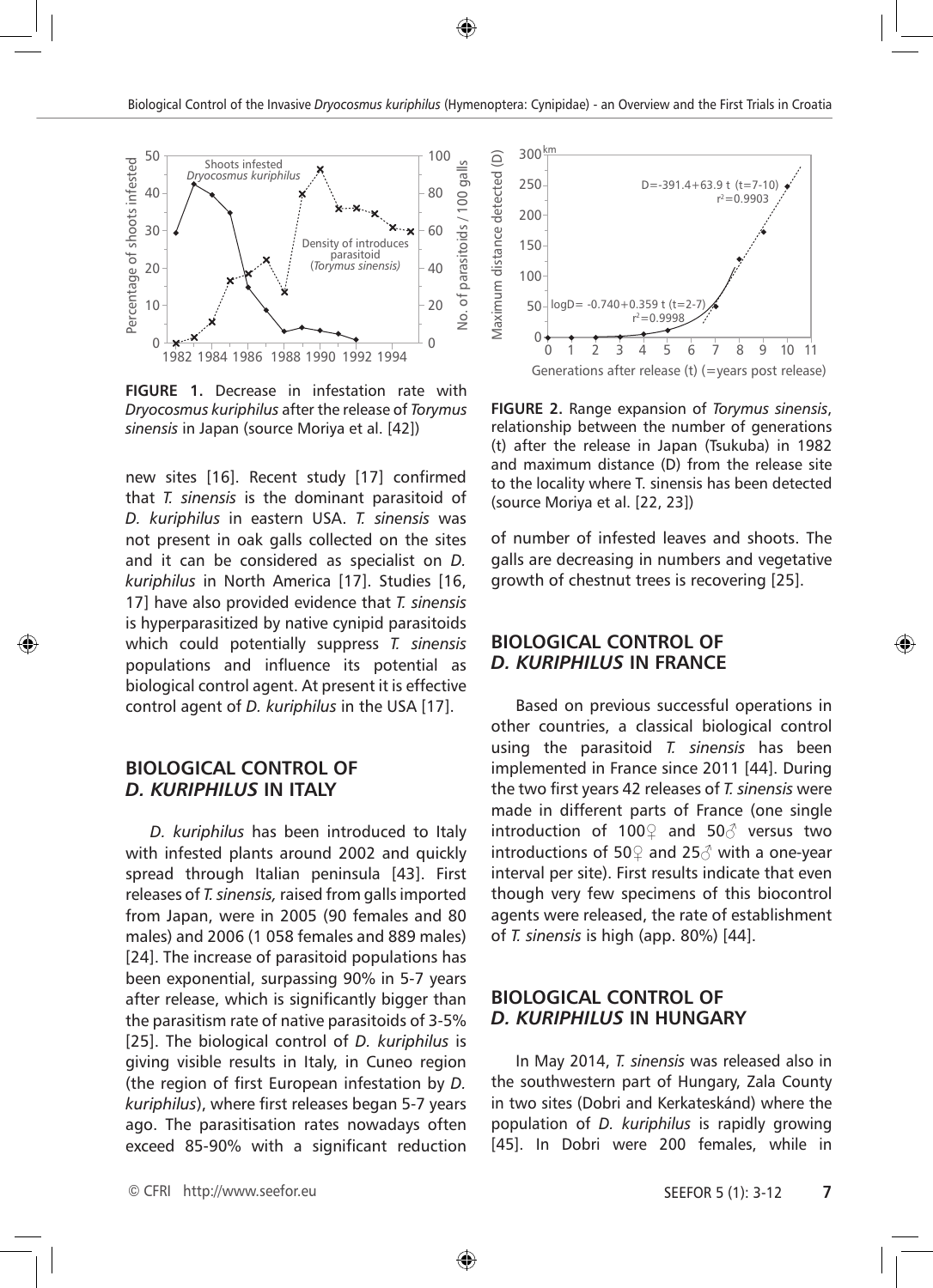**FIGURE 1.** Decrease in infestation rate with *Dryocosmus kuriphilus* after the release of *Torymus sinensis* in Japan (source Moriya et al. [42])

**FIGURE 2.** Range expansion of *Torymus sinensis*, relationship between the number of generations (t) after the release in Japan (Tsukuba) in 1982 and maximum distance (D) from the release site to the locality where T. sinensis has been detected (source Moriya et al. [22, 23])

new sites [16]. Recent study [17] confirmed that *T. sinensis* is the dominant parasitoid of *D. kuriphilus* in eastern USA. *T. sinensis* was not present in oak galls collected on the sites and it can be considered as specialist on *D. kuriphilus* in North America [17]. Studies [16, 17] have also provided evidence that *T. sinensis* is hyperparasitized by native cynipid parasitoids which could potentially suppress *T. sinensis* populations and influence its potential as biological control agent. At present it is effective control agent of *D. kuriphilus* in the USA [17].

## BIOLOGICAL CONTROL OF *D. KURIPHILUS* IN ITALY

*D. kuriphilus* has been introduced to Italy with infested plants around 2002 and quickly spread through Italian peninsula [43]. First releases of *T. sinensis,* raised from galls imported from Japan, were in 2005 (90 females and 80 males) and 2006 (1 058 females and 889 males) [24]. The increase of parasitoid populations has been exponential, surpassing 90% in 5-7 years after release, which is significantly bigger than the parasitism rate of native parasitoids of 3-5% [25]. The biological control of *D. kuriphilus* is giving visible results in Italy, in Cuneo region (the region of first European infestation by *D. kuriphilus*), where first releases began 5-7 years ago. The parasitisation rates nowadays often exceed 85-90% with a significant reduction of number of infested leaves and shoots. The galls are decreasing in numbers and vegetative growth of chestnut trees is recovering [25].

## BIOLOGICAL CONTROL OF *D. KURIPHILUS* IN FRANCE

Based on previous successful operations in other countries, a classical biological control using the parasitoid *T. sinensis* has been implemented in France since 2011 [44]. During the two first years 42 releases of *T. sinensis* were made in different parts of France (one single introduction of 100♀ and 50♂ versus two introductions of 50♀ and 25♂ with a one-year interval per site). First results indicate that even though very few specimens of this biocontrol agents were released, the rate of establishment of *T. sinensis* is high (app. 80%) [44].

## BIOLOGICAL CONTROL OF *D. KURIPHILUS* IN HUNGARY

In May 2014, *T. sinensis* was released also in the southwestern part of Hungary, Zala County in two sites (Dobri and Kerkateskánd) where the population of *D. kuriphilus* is rapidly growing [45]. In Dobri were 200 females, while in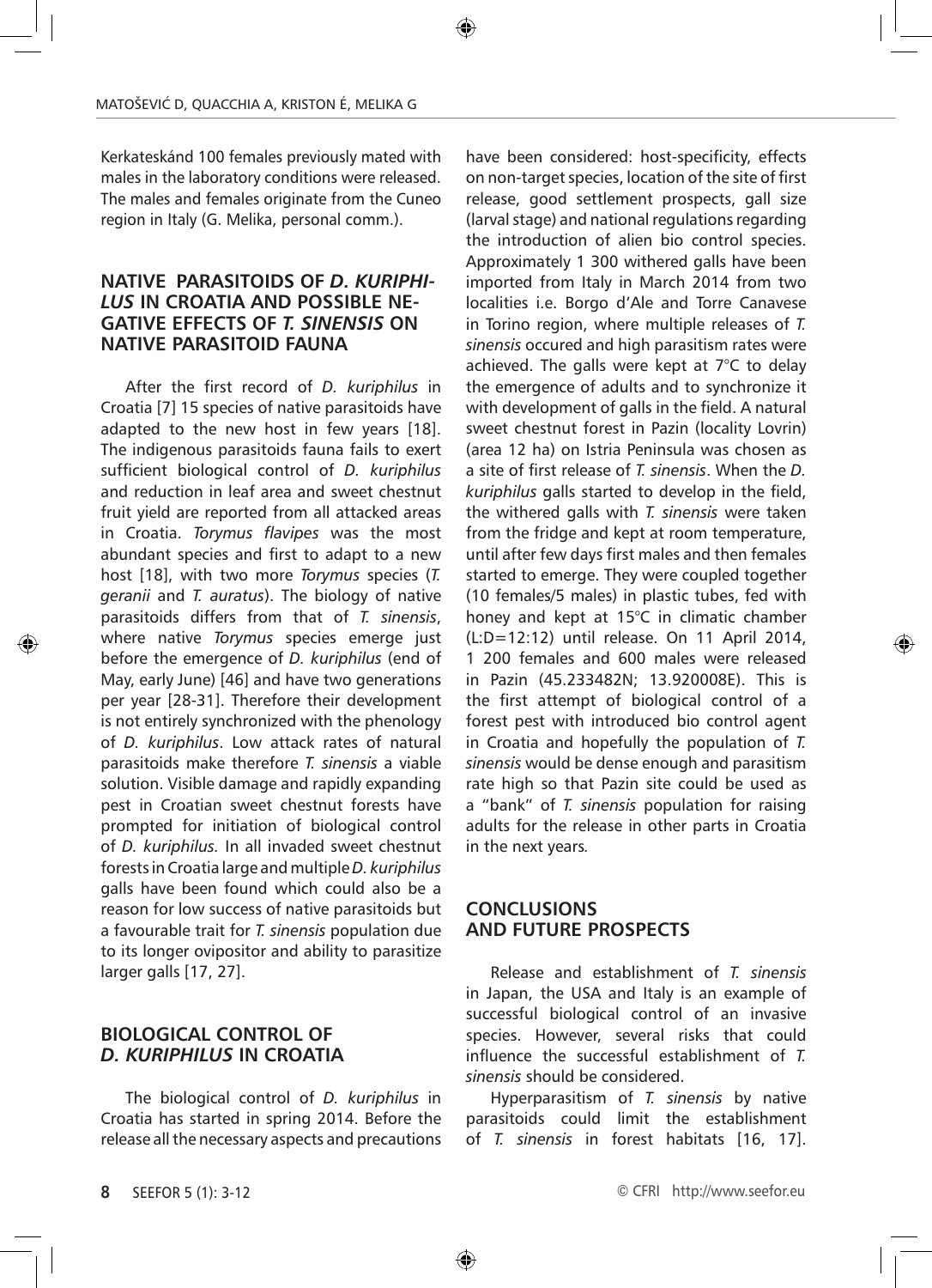Kerkateskánd 100 females previously mated with males in the laboratory conditions were released. The males and females originate from the Cuneo region in Italy (G. Melika, personal comm.).

## NATIVE PARASITOIDS OF *D. KURIPHILUS* IN CROATIA AND POSSIBLE NEGATIVE EFFECTS OF *T. SINENSIS* ON NATIVE PARASITOID FAUNA

After the first record of *D. kuriphilus* in Croatia [7] 15 species of native parasitoids have adapted to the new host in few years [18]. The indigenous parasitoids fauna fails to exert sufficient biological control of *D. kuriphilus* and reduction in leaf area and sweet chestnut fruit yield are reported from all attacked areas in Croatia. *Torymus flavipes* was the most abundant species and first to adapt to a new host [18], with two more *Torymus* species (*T. geranii* and *T. auratus*). The biology of native parasitoids differs from that of *T. sinensis*, where native *Torymus* species emerge just before the emergence of *D. kuriphilus* (end of May, early June) [46] and have two generations per year [28-31]. Therefore their development is not entirely synchronized with the phenology of *D. kuriphilus*. Low attack rates of natural parasitoids make therefore *T. sinensis* a viable solution. Visible damage and rapidly expanding pest in Croatian sweet chestnut forests have prompted for initiation of biological control of *D. kuriphilus.* In all invaded sweet chestnut forests in Croatia large and multiple *D. kuriphilus* galls have been found which could also be a reason for low success of native parasitoids but a favourable trait for *T. sinensis* population due to its longer ovipositor and ability to parasitize larger galls [17, 27].

## BIOLOGICAL CONTROL OF *D. KURIPHILUS* IN CROATIA

The biological control of *D. kuriphilus* in Croatia has started in spring 2014. Before the release all the necessary aspects and precautions have been considered: host-specificity, effects on non-target species, location of the site of first release, good settlement prospects, gall size (larval stage) and national regulations regarding the introduction of alien bio control species. Approximately 1 300 withered galls have been imported from Italy in March 2014 from two localities i.e. Borgo d'Ale and Torre Canavese in Torino region, where multiple releases of *T. sinensis* occured and high parasitism rates were achieved. The galls were kept at 7°C to delay the emergence of adults and to synchronize it with development of galls in the field. A natural sweet chestnut forest in Pazin (locality Lovrin) (area 12 ha) on Istria Peninsula was chosen as a site of first release of *T. sinensis*. When the *D. kuriphilus* galls started to develop in the field, the withered galls with *T. sinensis* were taken from the fridge and kept at room temperature, until after few days first males and then females started to emerge. They were coupled together (10 females/5 males) in plastic tubes, fed with honey and kept at 15°C in climatic chamber (L:D=12:12) until release. On 11 April 2014, 1 200 females and 600 males were released in Pazin (45.233482N; 13.920008E). This is the first attempt of biological control of a forest pest with introduced bio control agent in Croatia and hopefully the population of *T. sinensis* would be dense enough and parasitism rate high so that Pazin site could be used as a "bank" of *T. sinensis* population for raising adults for the release in other parts in Croatia in the next years.

## CONCLUSIONS AND FUTURE PROSPECTS

Release and establishment of *T. sinensis* in Japan, the USA and Italy is an example of successful biological control of an invasive species. However, several risks that could influence the successful establishment of *T. sinensis* should be considered.

Hyperparasitism of *T. sinensis* by native parasitoids could limit the establishment of *T. sinensis* in forest habitats [16, 17].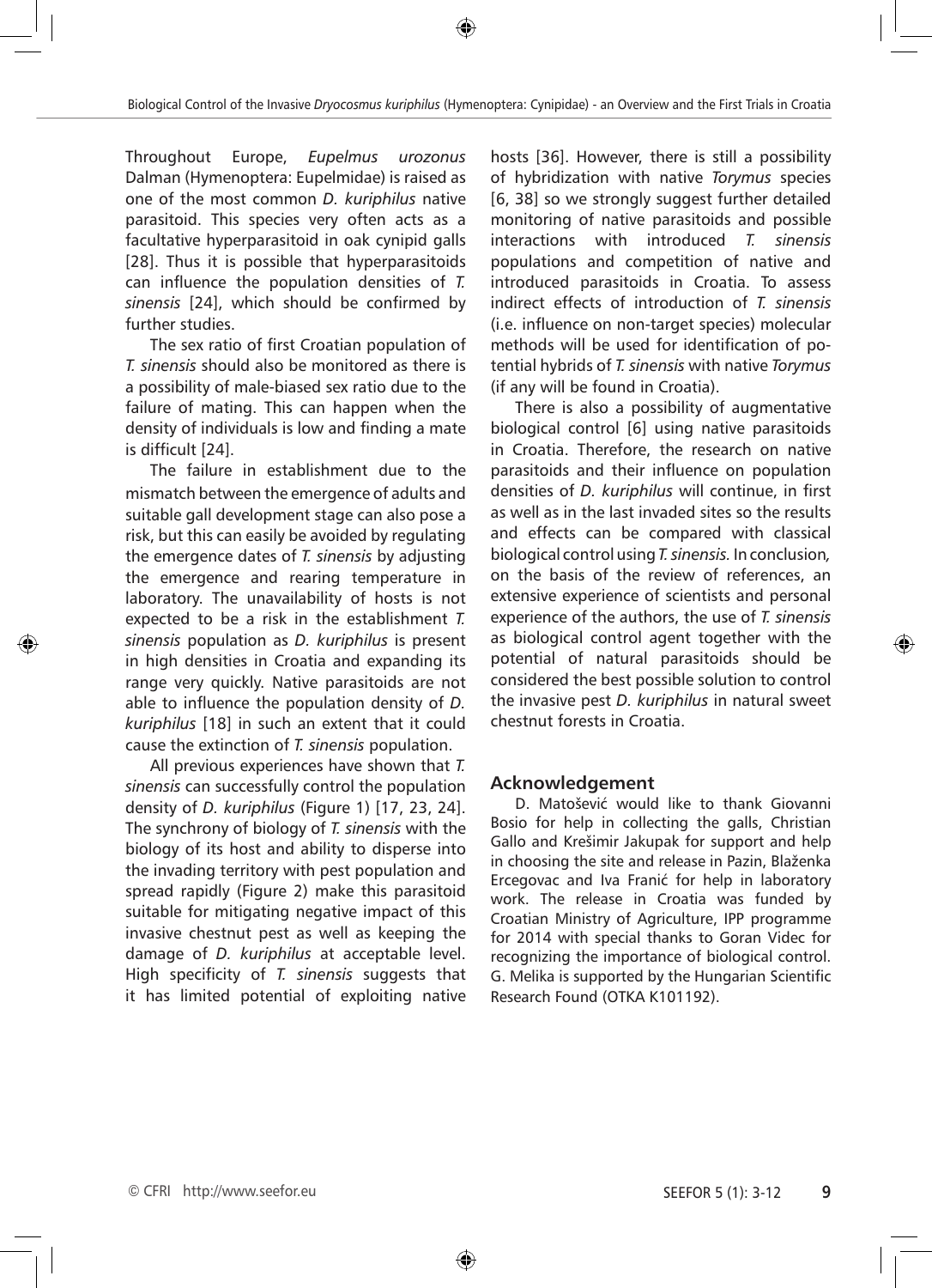Throughout Europe, *Eupelmus urozonus* Dalman (Hymenoptera: Eupelmidae) is raised as one of the most common *D. kuriphilus* native parasitoid. This species very often acts as a facultative hyperparasitoid in oak cynipid galls [28]. Thus it is possible that hyperparasitoids can influence the population densities of *T. sinensis* [24], which should be confirmed by further studies.

The sex ratio of first Croatian population of *T. sinensis* should also be monitored as there is a possibility of male-biased sex ratio due to the failure of mating. This can happen when the density of individuals is low and finding a mate is difficult [24].

The failure in establishment due to the mismatch between the emergence of adults and suitable gall development stage can also pose a risk, but this can easily be avoided by regulating the emergence dates of *T. sinensis* by adjusting the emergence and rearing temperature in laboratory. The unavailability of hosts is not expected to be a risk in the establishment *T. sinensis* population as *D. kuriphilus* is present in high densities in Croatia and expanding its range very quickly. Native parasitoids are not able to influence the population density of *D. kuriphilus* [18] in such an extent that it could cause the extinction of *T. sinensis* population.

All previous experiences have shown that *T. sinensis* can successfully control the population density of *D. kuriphilus* (Figure 1) [17, 23, 24]. The synchrony of biology of *T. sinensis* with the biology of its host and ability to disperse into the invading territory with pest population and spread rapidly (Figure 2) make this parasitoid suitable for mitigating negative impact of this invasive chestnut pest as well as keeping the damage of *D. kuriphilus* at acceptable level. High specificity of *T. sinensis* suggests that it has limited potential of exploiting native hosts [36]. However, there is still a possibility of hybridization with native *Torymus* species [6, 38] so we strongly suggest further detailed monitoring of native parasitoids and possible interactions with introduced *T. sinensis* populations and competition of native and introduced parasitoids in Croatia. To assess indirect effects of introduction of *T. sinensis* (i.e. influence on non-target species) molecular methods will be used for identification of potential hybrids of *T. sinensis* with native *Torymus* (if any will be found in Croatia).

There is also a possibility of augmentative biological control [6] using native parasitoids in Croatia. Therefore, the research on native parasitoids and their influence on population densities of *D. kuriphilus* will continue, in first as well as in the last invaded sites so the results and effects can be compared with classical biological control using *T. sinensis.* In conclusion, on the basis of the review of references, an extensive experience of scientists and personal experience of the authors, the use of *T. sinensis* as biological control agent together with the potential of natural parasitoids should be considered the best possible solution to control the invasive pest *D. kuriphilus* in natural sweet chestnut forests in Croatia.

## Acknowledgement

D. Matošević would like to thank Giovanni Bosio for help in collecting the galls, Christian Gallo and Krešimir Jakupak for support and help in choosing the site and release in Pazin, Blaženka Ercegovac and Iva Franić for help in laboratory work. The release in Croatia was funded by Croatian Ministry of Agriculture, IPP programme for 2014 with special thanks to Goran Videc for recognizing the importance of biological control. G. Melika is supported by the Hungarian Scientific Research Found (OTKA K101192).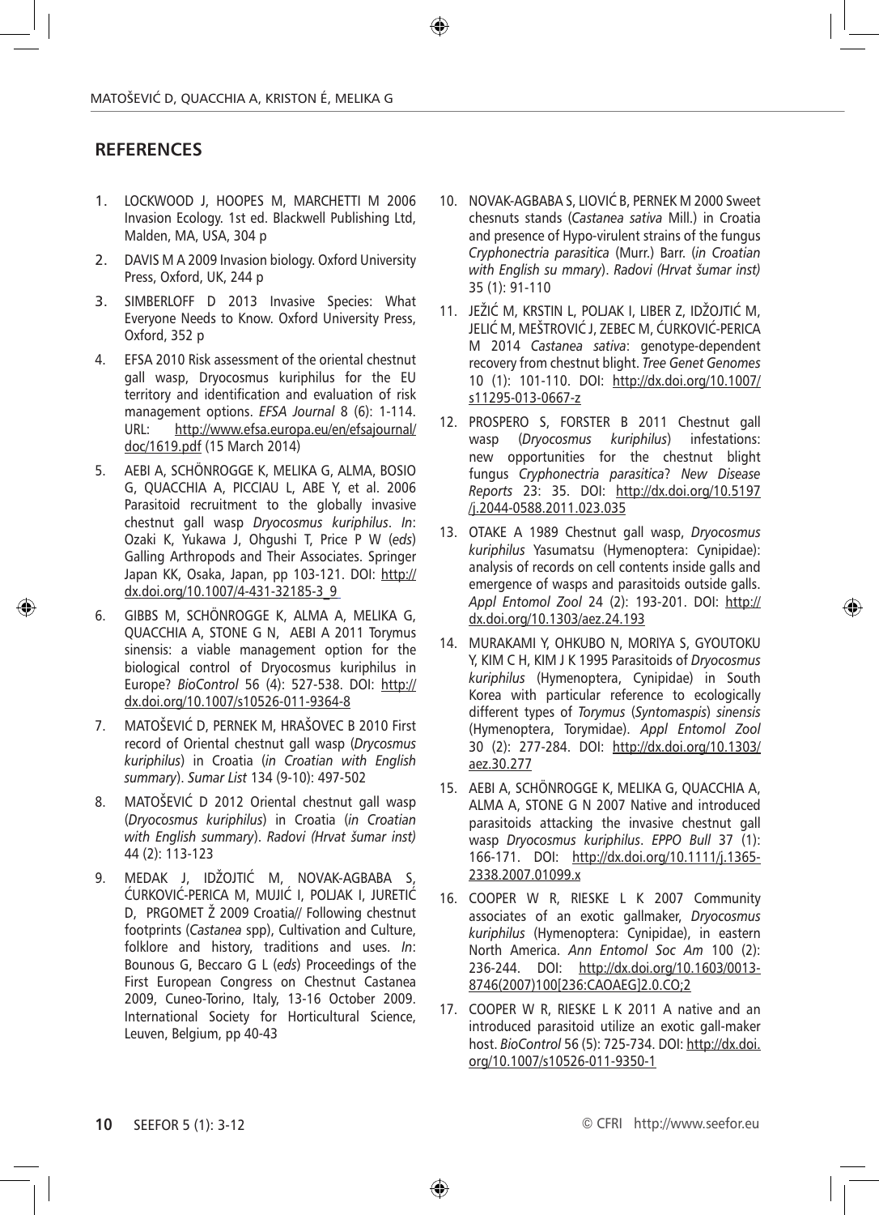## REFERENCES

1. LOCKWOOD J, HOOPES M, MARCHETTI M 2006 Invasion Ecology. 1st ed. Blackwell Publishing Ltd, Malden, MA, USA, 304 p
2. DAVIS M A 2009 Invasion biology. Oxford University Press, Oxford, UK, 244 p
3. SIMBERLOFF D 2013 Invasive Species: What Everyone Needs to Know. Oxford University Press, Oxford, 352 p
4. EFSA 2010 Risk assessment of the oriental chestnut gall wasp, Dryocosmus kuriphilus for the EU territory and identification and evaluation of risk management options. *EFSA Journal* 8 (6): 1-114. URL: http://www.efsa.europa.eu/en/efsajournal/doc/1619.pdf (15 March 2014)
5. AEBI A, SCHÖNROGGE K, MELIKA G, ALMA, BOSIO G, QUACCHIA A, PICCIAU L, ABE Y, et al. 2006 Parasitoid recruitment to the globally invasive chestnut gall wasp *Dryocosmus kuriphilus*. *In*: Ozaki K, Yukawa J, Ohgushi T, Price P W (*eds*) Galling Arthropods and Their Associates. Springer Japan KK, Osaka, Japan, pp 103-121. DOI: http://dx.doi.org/10.1007/4-431-32185-3_9
6. GIBBS M, SCHÖNROGGE K, ALMA A, MELIKA G, QUACCHIA A, STONE G N, AEBI A 2011 Torymus sinensis: a viable management option for the biological control of Dryocosmus kuriphilus in Europe? *BioControl* 56 (4): 527-538. DOI: http://dx.doi.org/10.1007/s10526-011-9364-8
7. MATOŠEVIĆ D, PERNEK M, HRAŠOVEC B 2010 First record of Oriental chestnut gall wasp (*Drycosmus kuriphilus*) in Croatia (*in Croatian with English summary*). *Sumar List* 134 (9-10): 497-502
8. MATOŠEVIĆ D 2012 Oriental chestnut gall wasp (*Dryocosmus kuriphilus*) in Croatia (*in Croatian with English summary*). *Radovi (Hrvat šumar inst)* 44 (2): 113-123
9. MEDAK J, IDŽOJTIĆ M, NOVAK-AGBABA S, ĆURKOVIĆ-PERICA M, MUJIĆ I, POLJAK I, JURETIĆ D, PRGOMET Ž 2009 Croatia// Following chestnut footprints (*Castanea* spp), Cultivation and Culture, folklore and history, traditions and uses. *In*: Bounous G, Beccaro G L (*eds*) Proceedings of the First European Congress on Chestnut Castanea 2009, Cuneo-Torino, Italy, 13-16 October 2009. International Society for Horticultural Science, Leuven, Belgium, pp 40-43
10. NOVAK-AGBABA S, LIOVIĆ B, PERNEK M 2000 Sweet chesnuts stands (*Castanea sativa* Mill.) in Croatia and presence of Hypo-virulent strains of the fungus *Cryphonectria parasitica* (Murr.) Barr. (*in Croatian with English su mmary*). *Radovi (Hrvat šumar inst)* 35 (1): 91-110
11. JEŽIĆ M, KRSTIN L, POLJAK I, LIBER Z, IDŽOJTIĆ M, JELIĆ M, MEŠTROVIĆ J, ZEBEC M, ĆURKOVIĆ-PERICA M 2014 *Castanea sativa*: genotype-dependent recovery from chestnut blight. *Tree Genet Genomes* 10 (1): 101-110. DOI: http://dx.doi.org/10.1007/s11295-013-0667-z
12. PROSPERO S, FORSTER B 2011 Chestnut gall wasp (*Dryocosmus kuriphilus*) infestations: new opportunities for the chestnut blight fungus *Cryphonectria parasitica*? *New Disease Reports* 23: 35. DOI: http://dx.doi.org/10.5197/j.2044-0588.2011.023.035
13. OTAKE A 1989 Chestnut gall wasp, *Dryocosmus kuriphilus* Yasumatsu (Hymenoptera: Cynipidae): analysis of records on cell contents inside galls and emergence of wasps and parasitoids outside galls. *Appl Entomol Zool* 24 (2): 193-201. DOI: http://dx.doi.org/10.1303/aez.24.193
14. MURAKAMI Y, OHKUBO N, MORIYA S, GYOUTOKU Y, KIM C H, KIM J K 1995 Parasitoids of *Dryocosmus kuriphilus* (Hymenoptera, Cynipidae) in South Korea with particular reference to ecologically different types of *Torymus* (*Syntomaspis*) *sinensis* (Hymenoptera, Torymidae). *Appl Entomol Zool* 30 (2): 277-284. DOI: http://dx.doi.org/10.1303/aez.30.277
15. AEBI A, SCHÖNROGGE K, MELIKA G, QUACCHIA A, ALMA A, STONE G N 2007 Native and introduced parasitoids attacking the invasive chestnut gall wasp *Dryocosmus kuriphilus*. *EPPO Bull* 37 (1): 166-171. DOI: http://dx.doi.org/10.1111/j.1365-2338.2007.01099.x
16. COOPER W R, RIESKE L K 2007 Community associates of an exotic gallmaker, *Dryocosmus kuriphilus* (Hymenoptera: Cynipidae), in eastern North America. *Ann Entomol Soc Am* 100 (2): 236-244. DOI: http://dx.doi.org/10.1603/0013-8746(2007)100[236:CAOAEG]2.0.CO;2
17. COOPER W R, RIESKE L K 2011 A native and an introduced parasitoid utilize an exotic gall-maker host. *BioControl* 56 (5): 725-734. DOI: http://dx.doi.org/10.1007/s10526-011-9350-1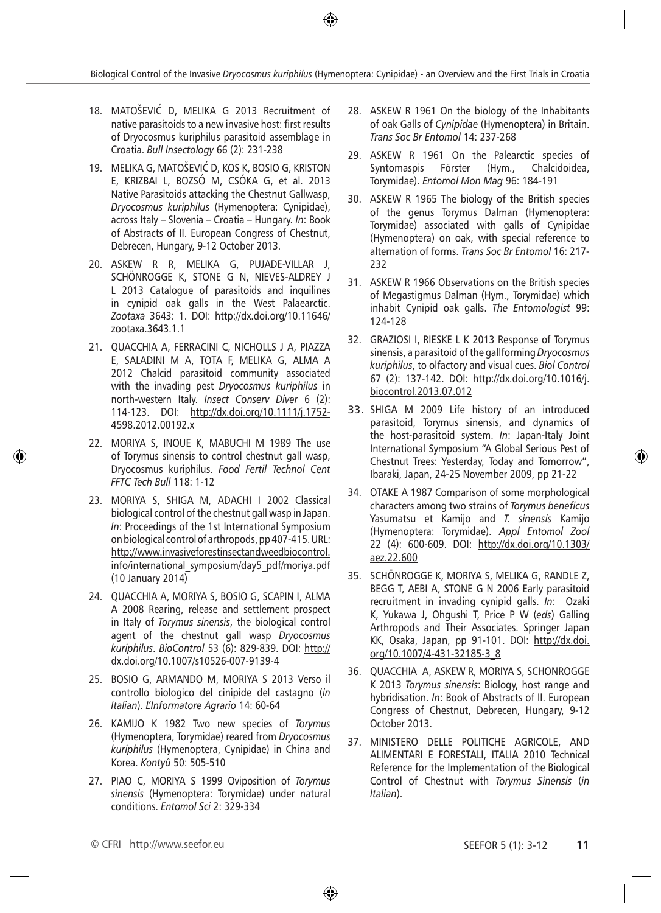18. MATOŠEVIĆ D, MELIKA G 2013 Recruitment of native parasitoids to a new invasive host: first results of Dryocosmus kuriphilus parasitoid assemblage in Croatia. *Bull Insectology* 66 (2): 231-238

19. MELIKA G, MATOŠEVIĆ D, KOS K, BOSIO G, KRISTON E, KRIZBAI L, BOZSÓ M, CSÓKA G, et al. 2013 Native Parasitoids attacking the Chestnut Gallwasp, *Dryocosmus kuriphilus* (Hymenoptera: Cynipidae), across Italy – Slovenia – Croatia – Hungary. *In*: Book of Abstracts of II. European Congress of Chestnut, Debrecen, Hungary, 9-12 October 2013.

20. ASKEW R R, MELIKA G, PUJADE-VILLAR J, SCHÖNROGGE K, STONE G N, NIEVES-ALDREY J L 2013 Catalogue of parasitoids and inquilines in cynipid oak galls in the West Palaearctic. *Zootaxa* 3643: 1. DOI: http://dx.doi.org/10.11646/zootaxa.3643.1.1

21. QUACCHIA A, FERRACINI C, NICHOLLS J A, PIAZZA E, SALADINI M A, TOTA F, MELIKA G, ALMA A 2012 Chalcid parasitoid community associated with the invading pest *Dryocosmus kuriphilus* in north-western Italy. *Insect Conserv Diver* 6 (2): 114-123. DOI: http://dx.doi.org/10.1111/j.1752-4598.2012.00192.x

22. MORIYA S, INOUE K, MABUCHI M 1989 The use of Torymus sinensis to control chestnut gall wasp, Dryocosmus kuriphilus. *Food Fertil Technol Cent FFTC Tech Bull* 118: 1-12

23. MORIYA S, SHIGA M, ADACHI I 2002 Classical biological control of the chestnut gall wasp in Japan. *In*: Proceedings of the 1st International Symposium on biological control of arthropods, pp 407-415. URL: http://www.invasiveforestinsectandweedbiocontrol.info/international_symposium/day5_pdf/moriya.pdf (10 January 2014)

24. QUACCHIA A, MORIYA S, BOSIO G, SCAPIN I, ALMA A 2008 Rearing, release and settlement prospect in Italy of *Torymus sinensis*, the biological control agent of the chestnut gall wasp *Dryocosmus kuriphilus*. *BioControl* 53 (6): 829-839. DOI: http://dx.doi.org/10.1007/s10526-007-9139-4

25. BOSIO G, ARMANDO M, MORIYA S 2013 Verso il controllo biologico del cinipide del castagno (*in Italian*). *L'Informatore Agrario* 14: 60-64

26. KAMIJO K 1982 Two new species of *Torymus* (Hymenoptera, Torymidae) reared from *Dryocosmus kuriphilus* (Hymenoptera, Cynipidae) in China and Korea. *Kontyû* 50: 505-510

27. PIAO C, MORIYA S 1999 Oviposition of *Torymus sinensis* (Hymenoptera: Torymidae) under natural conditions. *Entomol Sci* 2: 329-334

28. ASKEW R 1961 On the biology of the Inhabitants of oak Galls of *Cynipidae* (Hymenoptera) in Britain. *Trans Soc Br Entomol* 14: 237-268

29. ASKEW R 1961 On the Palearctic species of Syntomaspis Förster (Hym., Chalcidoidea, Torymidae). *Entomol Mon Mag* 96: 184-191

30. ASKEW R 1965 The biology of the British species of the genus Torymus Dalman (Hymenoptera: Torymidae) associated with galls of Cynipidae (Hymenoptera) on oak, with special reference to alternation of forms. *Trans Soc Br Entomol* 16: 217-232

31. ASKEW R 1966 Observations on the British species of Megastigmus Dalman (Hym., Torymidae) which inhabit Cynipid oak galls. *The Entomologist* 99: 124-128

32. GRAZIOSI I, RIESKE L K 2013 Response of Torymus sinensis, a parasitoid of the gallforming *Dryocosmus kuriphilus*, to olfactory and visual cues. *Biol Control* 67 (2): 137-142. DOI: http://dx.doi.org/10.1016/j.biocontrol.2013.07.012

33. SHIGA M 2009 Life history of an introduced parasitoid, Torymus sinensis, and dynamics of the host-parasitoid system. *In*: Japan-Italy Joint International Symposium "A Global Serious Pest of Chestnut Trees: Yesterday, Today and Tomorrow", Ibaraki, Japan, 24-25 November 2009, pp 21-22

34. OTAKE A 1987 Comparison of some morphological characters among two strains of *Torymus beneficus* Yasumatsu et Kamijo and *T. sinensis* Kamijo (Hymenoptera: Torymidae). *Appl Entomol Zool* 22 (4): 600-609. DOI: http://dx.doi.org/10.1303/aez.22.600

35. SCHÖNROGGE K, MORIYA S, MELIKA G, RANDLE Z, BEGG T, AEBI A, STONE G N 2006 Early parasitoid recruitment in invading cynipid galls. *In*: Ozaki K, Yukawa J, Ohgushi T, Price P W (*eds*) Galling Arthropods and Their Associates. Springer Japan KK, Osaka, Japan, pp 91-101. DOI: http://dx.doi.org/10.1007/4-431-32185-3_8

36. QUACCHIA A, ASKEW R, MORIYA S, SCHONROGGE K 2013 *Torymus sinensis*: Biology, host range and hybridisation. *In*: Book of Abstracts of II. European Congress of Chestnut, Debrecen, Hungary, 9-12 October 2013.

37. MINISTERO DELLE POLITICHE AGRICOLE, AND ALIMENTARI E FORESTALI, ITALIA 2010 Technical Reference for the Implementation of the Biological Control of Chestnut with *Torymus Sinensis* (*in Italian*).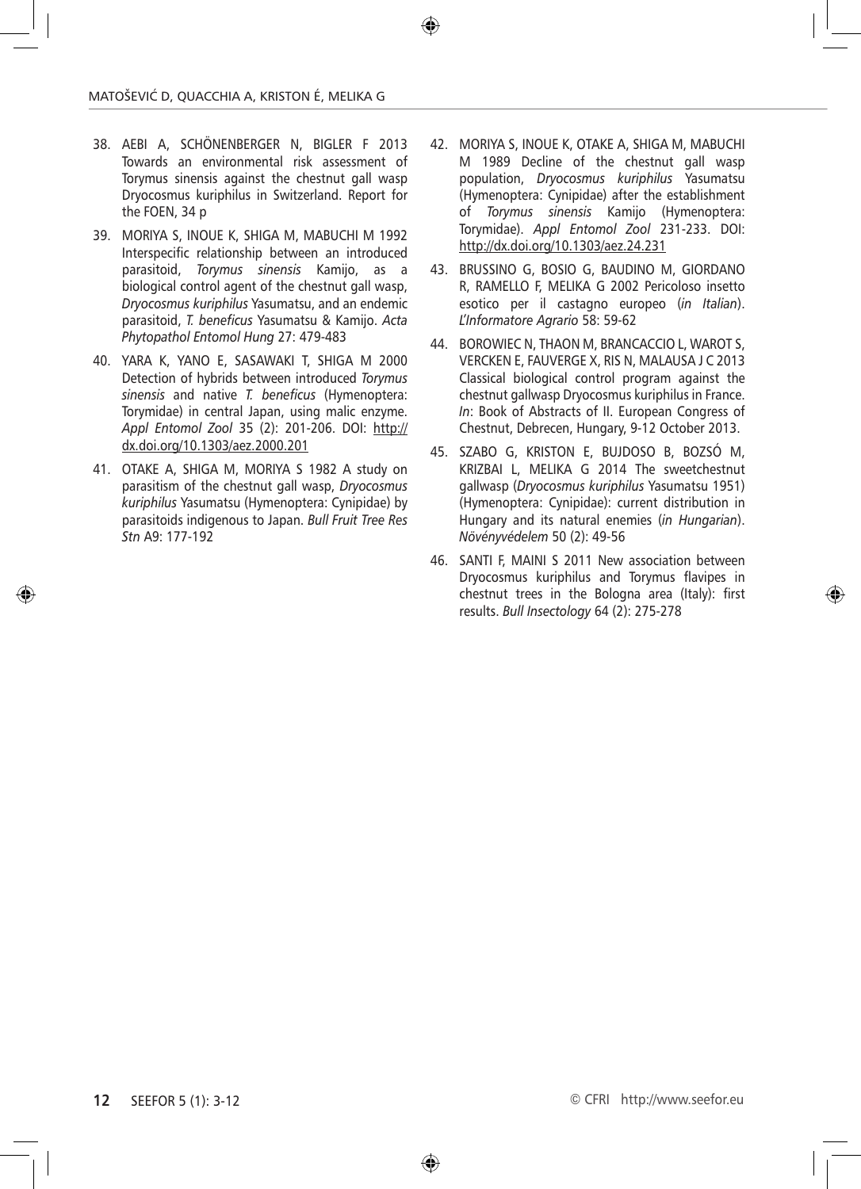38. AEBI A, SCHÖNENBERGER N, BIGLER F 2013 Towards an environmental risk assessment of Torymus sinensis against the chestnut gall wasp Dryocosmus kuriphilus in Switzerland. Report for the FOEN, 34 p

39. MORIYA S, INOUE K, SHIGA M, MABUCHI M 1992 Interspecific relationship between an introduced parasitoid, *Torymus sinensis* Kamijo, as a biological control agent of the chestnut gall wasp, *Dryocosmus kuriphilus* Yasumatsu, and an endemic parasitoid, *T. beneficus* Yasumatsu & Kamijo. *Acta Phytopathol Entomol Hung* 27: 479-483

40. YARA K, YANO E, SASAWAKI T, SHIGA M 2000 Detection of hybrids between introduced *Torymus sinensis* and native *T. beneficus* (Hymenoptera: Torymidae) in central Japan, using malic enzyme. *Appl Entomol Zool* 35 (2): 201-206. DOI: http://dx.doi.org/10.1303/aez.2000.201

41. OTAKE A, SHIGA M, MORIYA S 1982 A study on parasitism of the chestnut gall wasp, *Dryocosmus kuriphilus* Yasumatsu (Hymenoptera: Cynipidae) by parasitoids indigenous to Japan. *Bull Fruit Tree Res Stn* A9: 177-192

42. MORIYA S, INOUE K, OTAKE A, SHIGA M, MABUCHI M 1989 Decline of the chestnut gall wasp population, *Dryocosmus kuriphilus* Yasumatsu (Hymenoptera: Cynipidae) after the establishment of *Torymus sinensis* Kamijo (Hymenoptera: Torymidae). *Appl Entomol Zool* 231-233. DOI: http://dx.doi.org/10.1303/aez.24.231

43. BRUSSINO G, BOSIO G, BAUDINO M, GIORDANO R, RAMELLO F, MELIKA G 2002 Pericoloso insetto esotico per il castagno europeo (*in Italian*). *L'Informatore Agrario* 58: 59-62

44. BOROWIEC N, THAON M, BRANCACCIO L, WAROT S, VERCKEN E, FAUVERGE X, RIS N, MALAUSA J C 2013 Classical biological control program against the chestnut gallwasp Dryocosmus kuriphilus in France. *In*: Book of Abstracts of II. European Congress of Chestnut, Debrecen, Hungary, 9-12 October 2013.

45. SZABO G, KRISTON E, BUJDOSO B, BOZSÓ M, KRIZBAI L, MELIKA G 2014 The sweetchestnut gallwasp (*Dryocosmus kuriphilus* Yasumatsu 1951) (Hymenoptera: Cynipidae): current distribution in Hungary and its natural enemies (*in Hungarian*). *Növényvédelem* 50 (2): 49-56

46. SANTI F, MAINI S 2011 New association between Dryocosmus kuriphilus and Torymus flavipes in chestnut trees in the Bologna area (Italy): first results. *Bull Insectology* 64 (2): 275-278